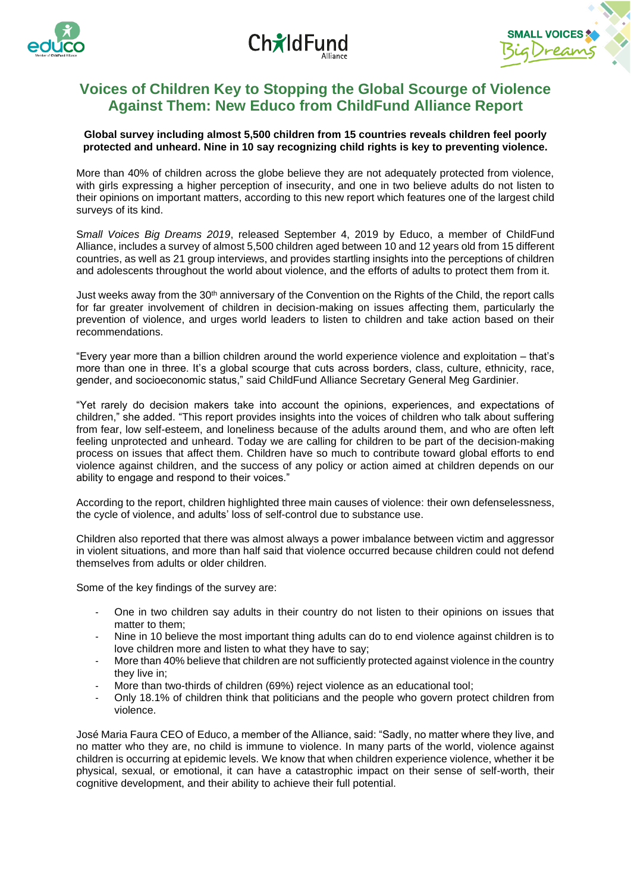# Voices of Children Key to Stopping the Global Scourge of Violence Against Them: New Educo from ChildFund Alliance Report

**Global survey including almost 5,500 children from 15 countries reveals children feel poorly protected and unheard. Nine in 10 say recognizing child rights is key to preventing violence.**

More than 40% of children across the globe believe they are not adequately protected from violence, with girls expressing a higher perception of insecurity, and one in two believe adults do not listen to their opinions on important matters, according to this new report which features one of the largest child surveys of its kind.

*Small Voices Big Dreams 2019*, released September 4, 2019 by Educo, a member of ChildFund Alliance, includes a survey of almost 5,500 children aged between 10 and 12 years old from 15 different countries, as well as 21 group interviews, and provides startling insights into the perceptions of children and adolescents throughout the world about violence, and the efforts of adults to protect them from it.

Just weeks away from the 30th anniversary of the Convention on the Rights of the Child, the report calls for far greater involvement of children in decision-making on issues affecting them, particularly the prevention of violence, and urges world leaders to listen to children and take action based on their recommendations.

"Every year more than a billion children around the world experience violence and exploitation – that's more than one in three. It's a global scourge that cuts across borders, class, culture, ethnicity, race, gender, and socioeconomic status," said ChildFund Alliance Secretary General Meg Gardinier.

"Yet rarely do decision makers take into account the opinions, experiences, and expectations of children," she added. "This report provides insights into the voices of children who talk about suffering from fear, low self-esteem, and loneliness because of the adults around them, and who are often left feeling unprotected and unheard. Today we are calling for children to be part of the decision-making process on issues that affect them. Children have so much to contribute toward global efforts to end violence against children, and the success of any policy or action aimed at children depends on our ability to engage and respond to their voices."

According to the report, children highlighted three main causes of violence: their own defenselessness, the cycle of violence, and adults' loss of self-control due to substance use.

Children also reported that there was almost always a power imbalance between victim and aggressor in violent situations, and more than half said that violence occurred because children could not defend themselves from adults or older children.

Some of the key findings of the survey are:

- One in two children say adults in their country do not listen to their opinions on issues that matter to them;
- Nine in 10 believe the most important thing adults can do to end violence against children is to love children more and listen to what they have to say;
- More than 40% believe that children are not sufficiently protected against violence in the country they live in;
- More than two-thirds of children (69%) reject violence as an educational tool;
- Only 18.1% of children think that politicians and the people who govern protect children from violence.

José Maria Faura CEO of Educo, a member of the Alliance, said: "Sadly, no matter where they live, and no matter who they are, no child is immune to violence. In many parts of the world, violence against children is occurring at epidemic levels. We know that when children experience violence, whether it be physical, sexual, or emotional, it can have a catastrophic impact on their sense of self-worth, their cognitive development, and their ability to achieve their full potential.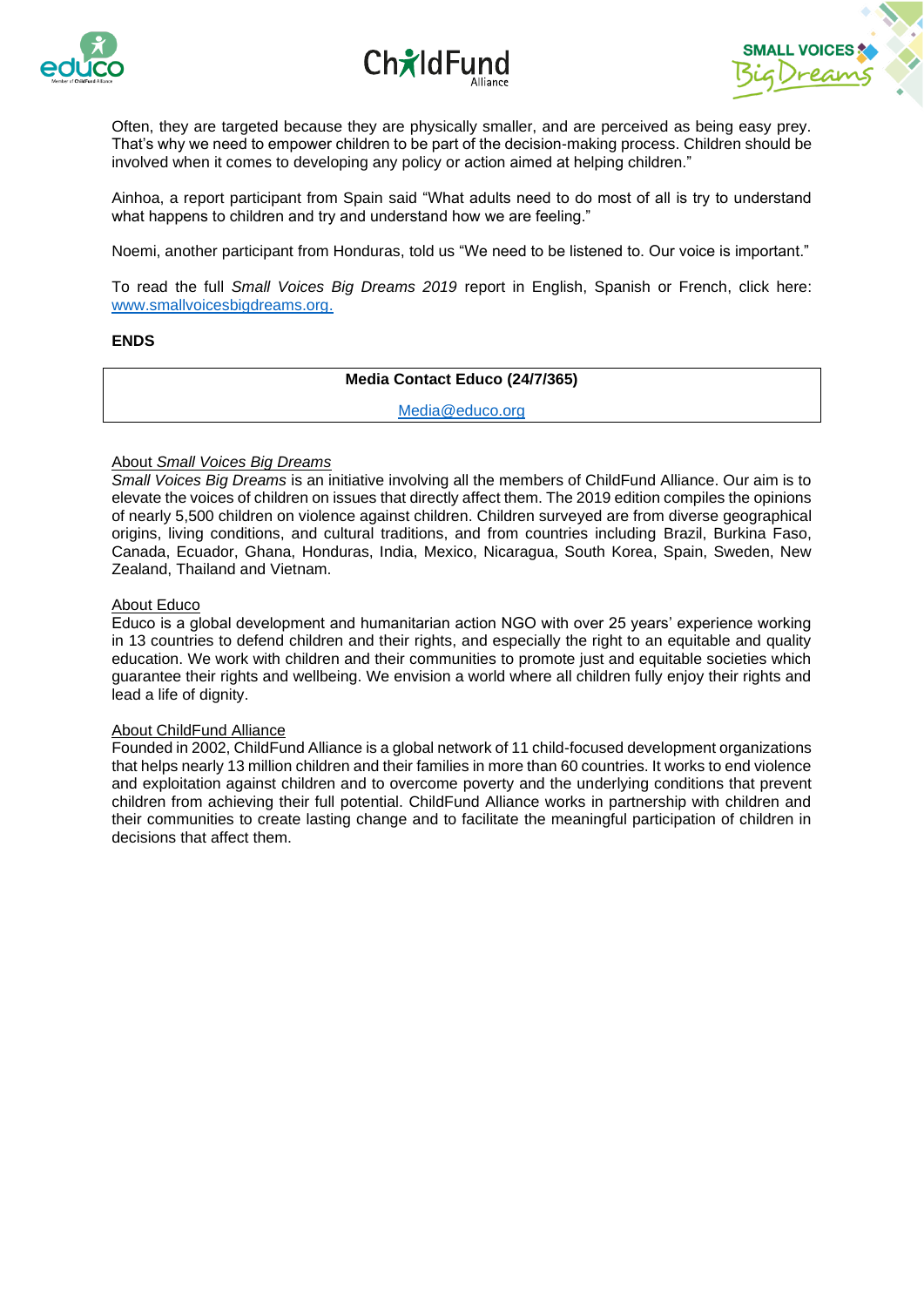Often, they are targeted because they are physically smaller, and are perceived as being easy prey. That's why we need to empower children to be part of the decision-making process. Children should be involved when it comes to developing any policy or action aimed at helping children."

Ainhoa, a report participant from Spain said "What adults need to do most of all is try to understand what happens to children and try and understand how we are feeling."

Noemi, another participant from Honduras, told us "We need to be listened to. Our voice is important."

To read the full *Small Voices Big Dreams 2019* report in English, Spanish or French, click here: [www.smallvoicesbigdreams.org.](http://www.smallvoicesbigdreams.org)

**ENDS**

| **Media Contact Educo (24/7/365)** |
|---|
| [Media@educo.org](mailto:Media@educo.org) |

About *Small Voices Big Dreams*

*Small Voices Big Dreams* is an initiative involving all the members of ChildFund Alliance. Our aim is to elevate the voices of children on issues that directly affect them. The 2019 edition compiles the opinions of nearly 5,500 children on violence against children. Children surveyed are from diverse geographical origins, living conditions, and cultural traditions, and from countries including Brazil, Burkina Faso, Canada, Ecuador, Ghana, Honduras, India, Mexico, Nicaragua, South Korea, Spain, Sweden, New Zealand, Thailand and Vietnam.

About Educo

Educo is a global development and humanitarian action NGO with over 25 years' experience working in 13 countries to defend children and their rights, and especially the right to an equitable and quality education. We work with children and their communities to promote just and equitable societies which guarantee their rights and wellbeing. We envision a world where all children fully enjoy their rights and lead a life of dignity.

About ChildFund Alliance

Founded in 2002, ChildFund Alliance is a global network of 11 child-focused development organizations that helps nearly 13 million children and their families in more than 60 countries. It works to end violence and exploitation against children and to overcome poverty and the underlying conditions that prevent children from achieving their full potential. ChildFund Alliance works in partnership with children and their communities to create lasting change and to facilitate the meaningful participation of children in decisions that affect them.